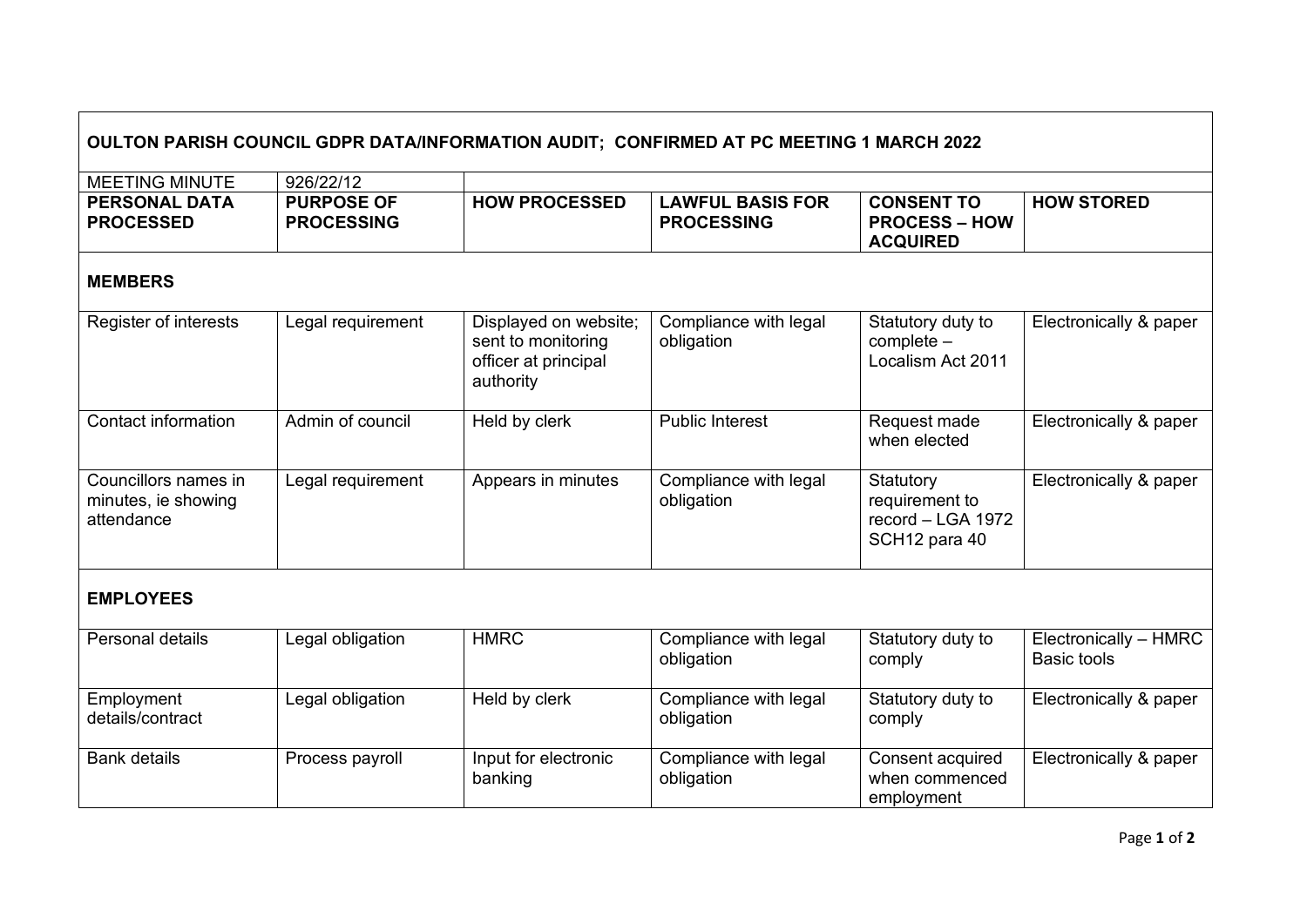| OULTON PARISH COUNCIL GDPR DATA/INFORMATION AUDIT; CONFIRMED AT PC MEETING 1 MARCH 2022 | | | | | |
|---|---|---|---|---|---|
| MEETING MINUTE | 926/22/12 | | | | |
| **PERSONAL DATA PROCESSED** | **PURPOSE OF PROCESSING** | **HOW PROCESSED** | **LAWFUL BASIS FOR PROCESSING** | **CONSENT TO PROCESS – HOW ACQUIRED** | **HOW STORED** |
| **MEMBERS** | | | | | |
| Register of interests | Legal requirement | Displayed on website; sent to monitoring officer at principal authority | Compliance with legal obligation | Statutory duty to complete – Localism Act 2011 | Electronically & paper |
| Contact information | Admin of council | Held by clerk | Public Interest | Request made when elected | Electronically & paper |
| Councillors names in minutes, ie showing attendance | Legal requirement | Appears in minutes | Compliance with legal obligation | Statutory requirement to record – LGA 1972 SCH12 para 40 | Electronically & paper |
| **EMPLOYEES** | | | | | |
| Personal details | Legal obligation | HMRC | Compliance with legal obligation | Statutory duty to comply | Electronically – HMRC Basic tools |
| Employment details/contract | Legal obligation | Held by clerk | Compliance with legal obligation | Statutory duty to comply | Electronically & paper |
| Bank details | Process payroll | Input for electronic banking | Compliance with legal obligation | Consent acquired when commenced employment | Electronically & paper |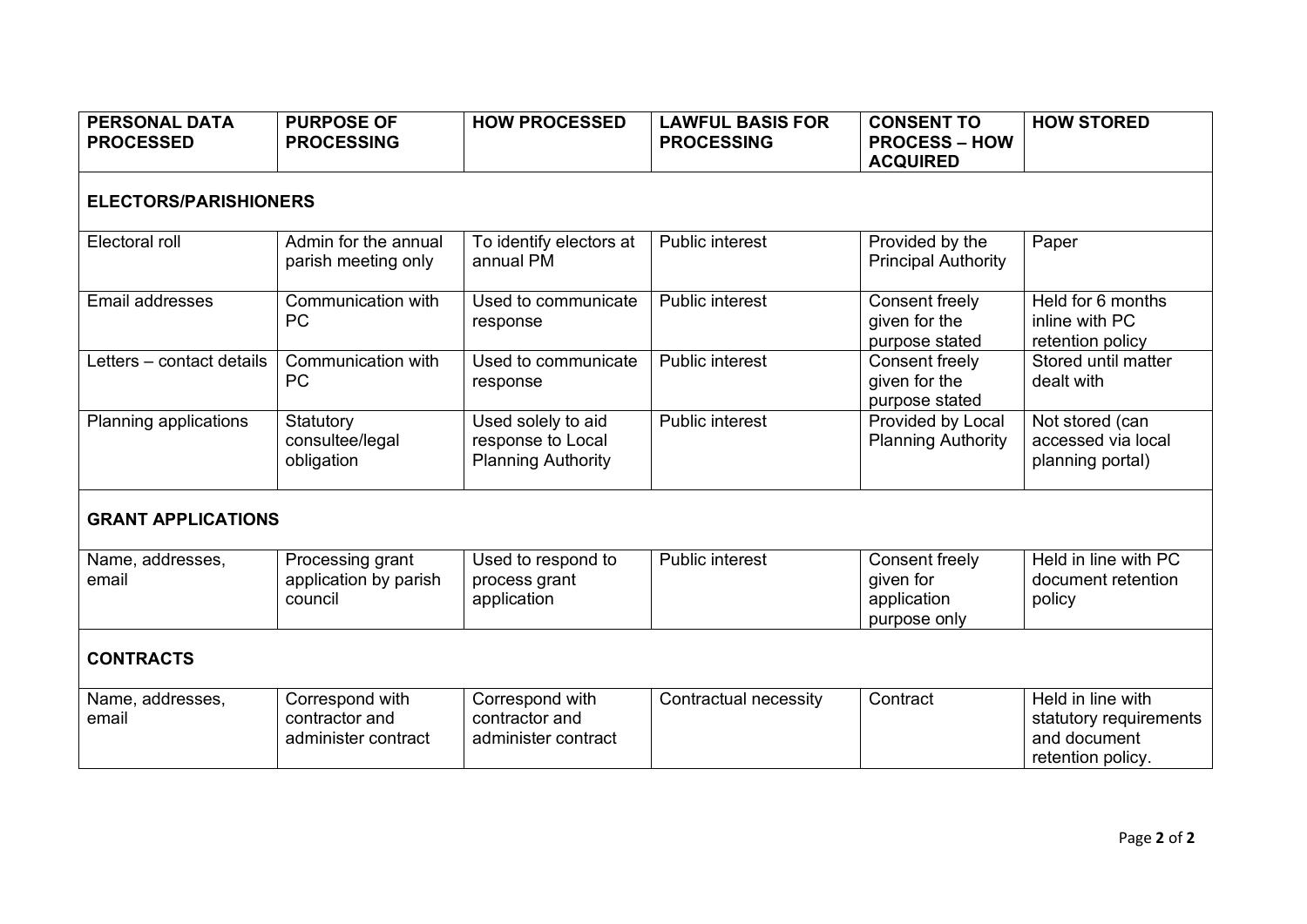| PERSONAL DATA PROCESSED | PURPOSE OF PROCESSING | HOW PROCESSED | LAWFUL BASIS FOR PROCESSING | CONSENT TO PROCESS – HOW ACQUIRED | HOW STORED |
|---|---|---|---|---|---|
| **ELECTORS/PARISHIONERS** | | | | | |
| Electoral roll | Admin for the annual parish meeting only | To identify electors at annual PM | Public interest | Provided by the Principal Authority | Paper |
| Email addresses | Communication with PC | Used to communicate response | Public interest | Consent freely given for the purpose stated | Held for 6 months inline with PC retention policy |
| Letters – contact details | Communication with PC | Used to communicate response | Public interest | Consent freely given for the purpose stated | Stored until matter dealt with |
| Planning applications | Statutory consultee/legal obligation | Used solely to aid response to Local Planning Authority | Public interest | Provided by Local Planning Authority | Not stored (can accessed via local planning portal) |
| **GRANT APPLICATIONS** | | | | | |
| Name, addresses, email | Processing grant application by parish council | Used to respond to process grant application | Public interest | Consent freely given for application purpose only | Held in line with PC document retention policy |
| **CONTRACTS** | | | | | |
| Name, addresses, email | Correspond with contractor and administer contract | Correspond with contractor and administer contract | Contractual necessity | Contract | Held in line with statutory requirements and document retention policy. |